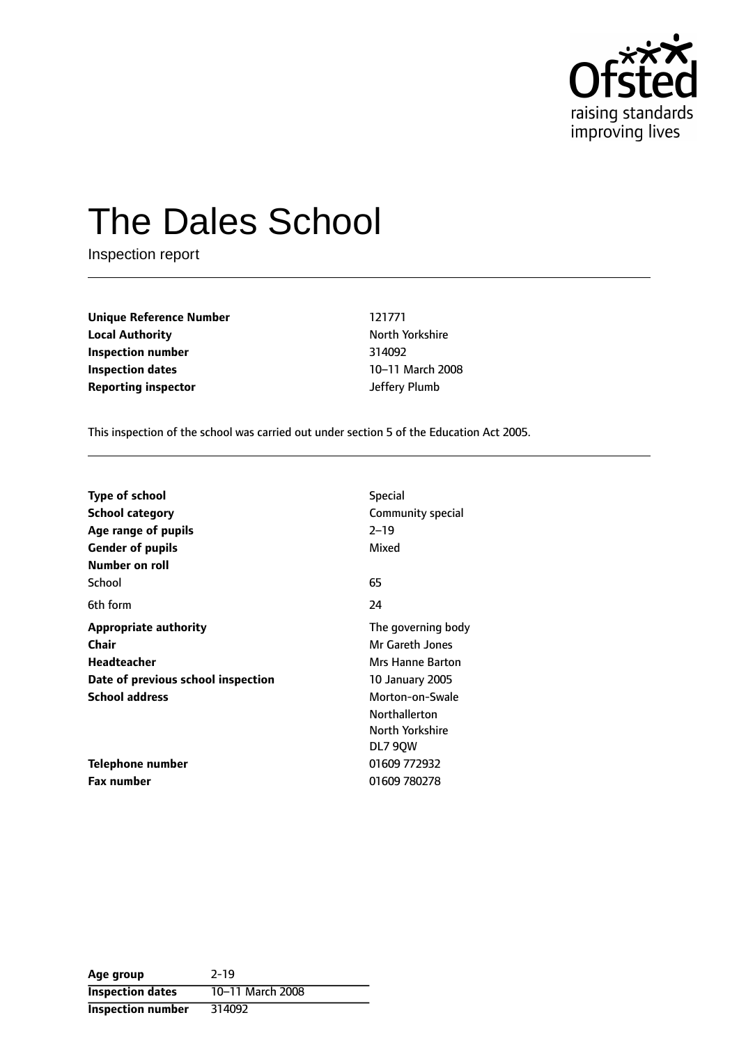# The Dales School

Inspection report

| | |
|---|---|
| **Unique Reference Number** | 121771 |
| **Local Authority** | North Yorkshire |
| **Inspection number** | 314092 |
| **Inspection dates** | 10–11 March 2008 |
| **Reporting inspector** | Jeffery Plumb |

This inspection of the school was carried out under section 5 of the Education Act 2005.

| | |
|---|---|
| **Type of school** | Special |
| **School category** | Community special |
| **Age range of pupils** | 2–19 |
| **Gender of pupils** | Mixed |
| **Number on roll** | |
| School | 65 |
| 6th form | 24 |
| **Appropriate authority** | The governing body |
| **Chair** | Mr Gareth Jones |
| **Headteacher** | Mrs Hanne Barton |
| **Date of previous school inspection** | 10 January 2005 |
| **School address** | Morton-on-Swale<br>Northallerton<br>North Yorkshire<br>DL7 9QW |
| **Telephone number** | 01609 772932 |
| **Fax number** | 01609 780278 |

| | |
|---|---|
| **Age group** | 2-19 |
| **Inspection dates** | 10–11 March 2008 |
| **Inspection number** | 314092 |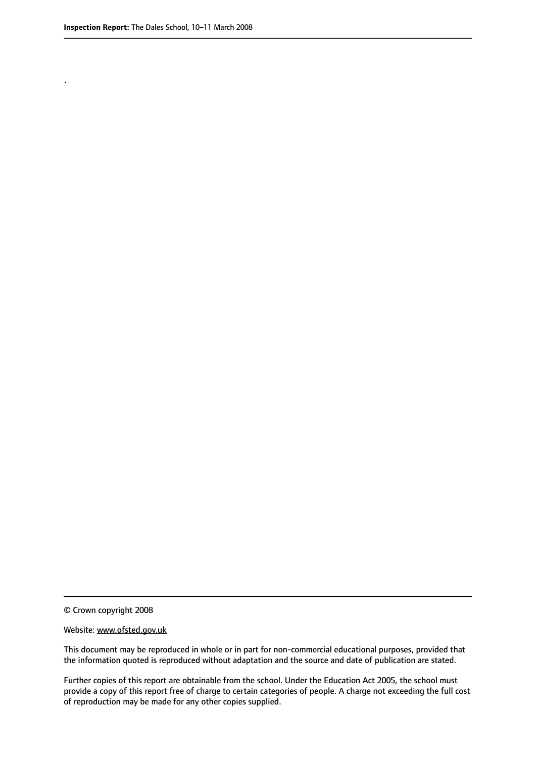.

© Crown copyright 2008

Website: www.ofsted.gov.uk

This document may be reproduced in whole or in part for non-commercial educational purposes, provided that the information quoted is reproduced without adaptation and the source and date of publication are stated.

Further copies of this report are obtainable from the school. Under the Education Act 2005, the school must provide a copy of this report free of charge to certain categories of people. A charge not exceeding the full cost of reproduction may be made for any other copies supplied.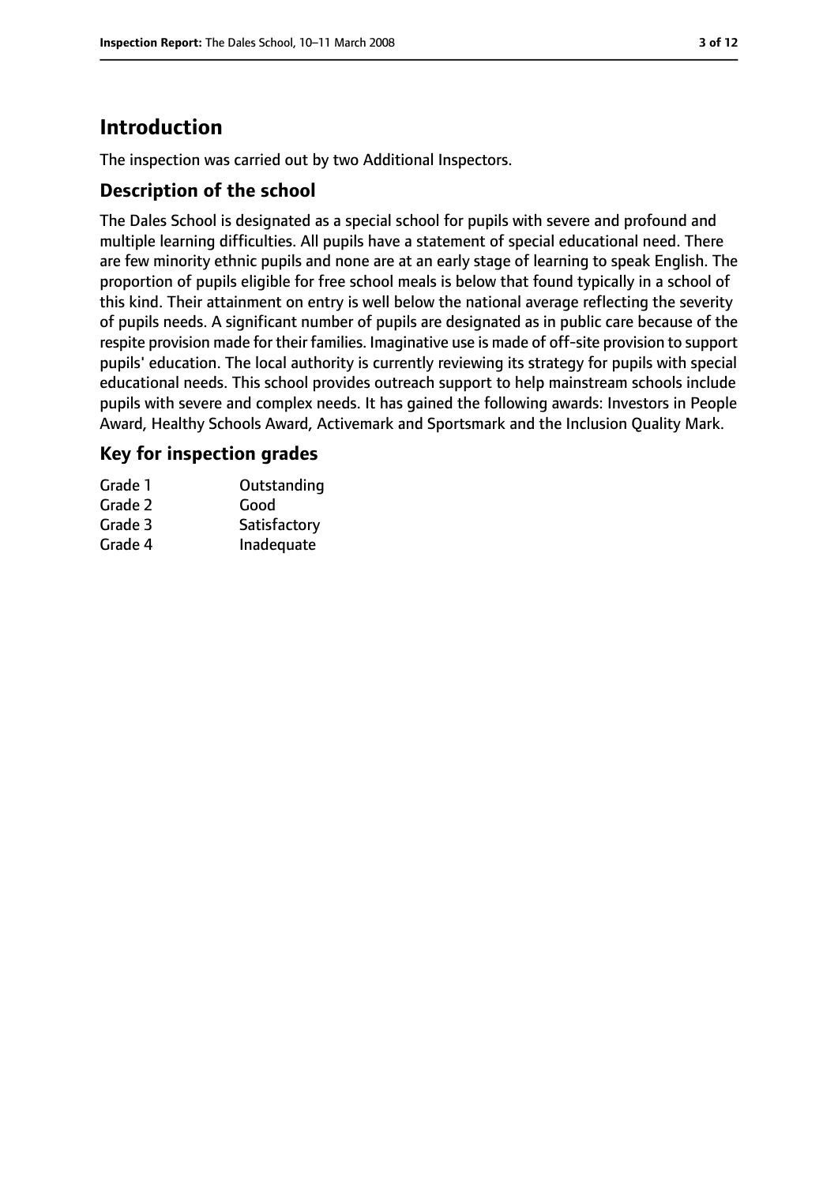# Introduction

The inspection was carried out by two Additional Inspectors.

## Description of the school

The Dales School is designated as a special school for pupils with severe and profound and multiple learning difficulties. All pupils have a statement of special educational need. There are few minority ethnic pupils and none are at an early stage of learning to speak English. The proportion of pupils eligible for free school meals is below that found typically in a school of this kind. Their attainment on entry is well below the national average reflecting the severity of pupils needs. A significant number of pupils are designated as in public care because of the respite provision made for their families. Imaginative use is made of off-site provision to support pupils' education. The local authority is currently reviewing its strategy for pupils with special educational needs. This school provides outreach support to help mainstream schools include pupils with severe and complex needs. It has gained the following awards: Investors in People Award, Healthy Schools Award, Activemark and Sportsmark and the Inclusion Quality Mark.

## Key for inspection grades

| | |
|---|---|
| Grade 1 | Outstanding |
| Grade 2 | Good |
| Grade 3 | Satisfactory |
| Grade 4 | Inadequate |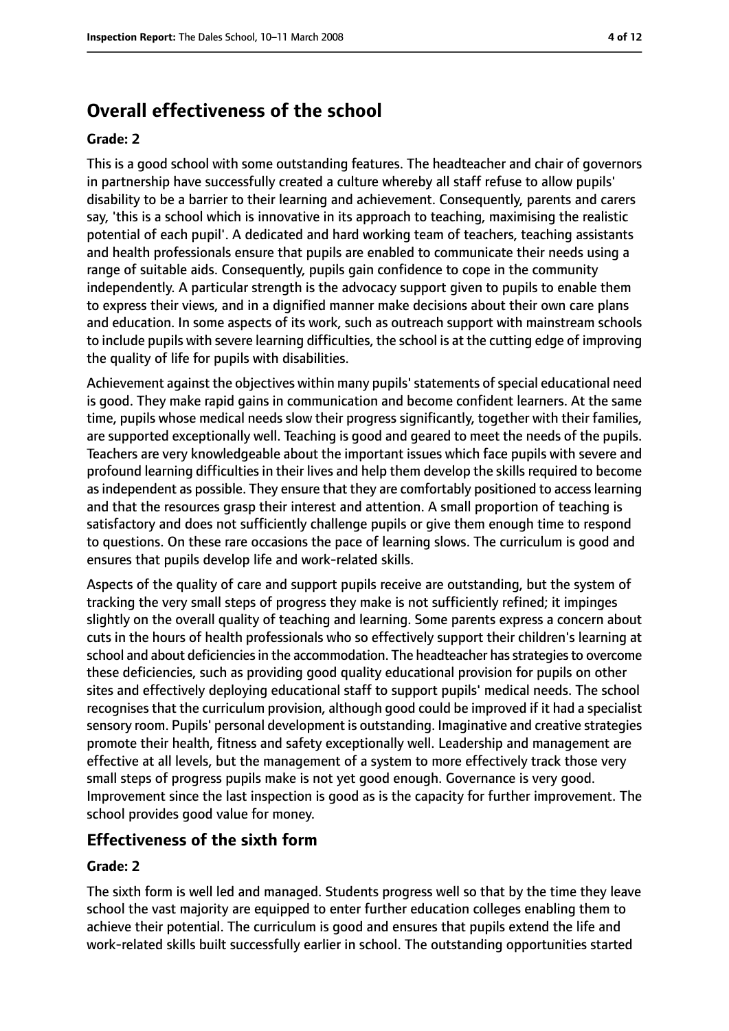## Overall effectiveness of the school

**Grade: 2**

This is a good school with some outstanding features. The headteacher and chair of governors in partnership have successfully created a culture whereby all staff refuse to allow pupils' disability to be a barrier to their learning and achievement. Consequently, parents and carers say, 'this is a school which is innovative in its approach to teaching, maximising the realistic potential of each pupil'. A dedicated and hard working team of teachers, teaching assistants and health professionals ensure that pupils are enabled to communicate their needs using a range of suitable aids. Consequently, pupils gain confidence to cope in the community independently. A particular strength is the advocacy support given to pupils to enable them to express their views, and in a dignified manner make decisions about their own care plans and education. In some aspects of its work, such as outreach support with mainstream schools to include pupils with severe learning difficulties, the school is at the cutting edge of improving the quality of life for pupils with disabilities.

Achievement against the objectives within many pupils' statements of special educational need is good. They make rapid gains in communication and become confident learners. At the same time, pupils whose medical needs slow their progress significantly, together with their families, are supported exceptionally well. Teaching is good and geared to meet the needs of the pupils. Teachers are very knowledgeable about the important issues which face pupils with severe and profound learning difficulties in their lives and help them develop the skills required to become as independent as possible. They ensure that they are comfortably positioned to access learning and that the resources grasp their interest and attention. A small proportion of teaching is satisfactory and does not sufficiently challenge pupils or give them enough time to respond to questions. On these rare occasions the pace of learning slows. The curriculum is good and ensures that pupils develop life and work-related skills.

Aspects of the quality of care and support pupils receive are outstanding, but the system of tracking the very small steps of progress they make is not sufficiently refined; it impinges slightly on the overall quality of teaching and learning. Some parents express a concern about cuts in the hours of health professionals who so effectively support their children's learning at school and about deficiencies in the accommodation. The headteacher has strategies to overcome these deficiencies, such as providing good quality educational provision for pupils on other sites and effectively deploying educational staff to support pupils' medical needs. The school recognises that the curriculum provision, although good could be improved if it had a specialist sensory room. Pupils' personal development is outstanding. Imaginative and creative strategies promote their health, fitness and safety exceptionally well. Leadership and management are effective at all levels, but the management of a system to more effectively track those very small steps of progress pupils make is not yet good enough. Governance is very good. Improvement since the last inspection is good as is the capacity for further improvement. The school provides good value for money.

## Effectiveness of the sixth form

**Grade: 2**

The sixth form is well led and managed. Students progress well so that by the time they leave school the vast majority are equipped to enter further education colleges enabling them to achieve their potential. The curriculum is good and ensures that pupils extend the life and work-related skills built successfully earlier in school. The outstanding opportunities started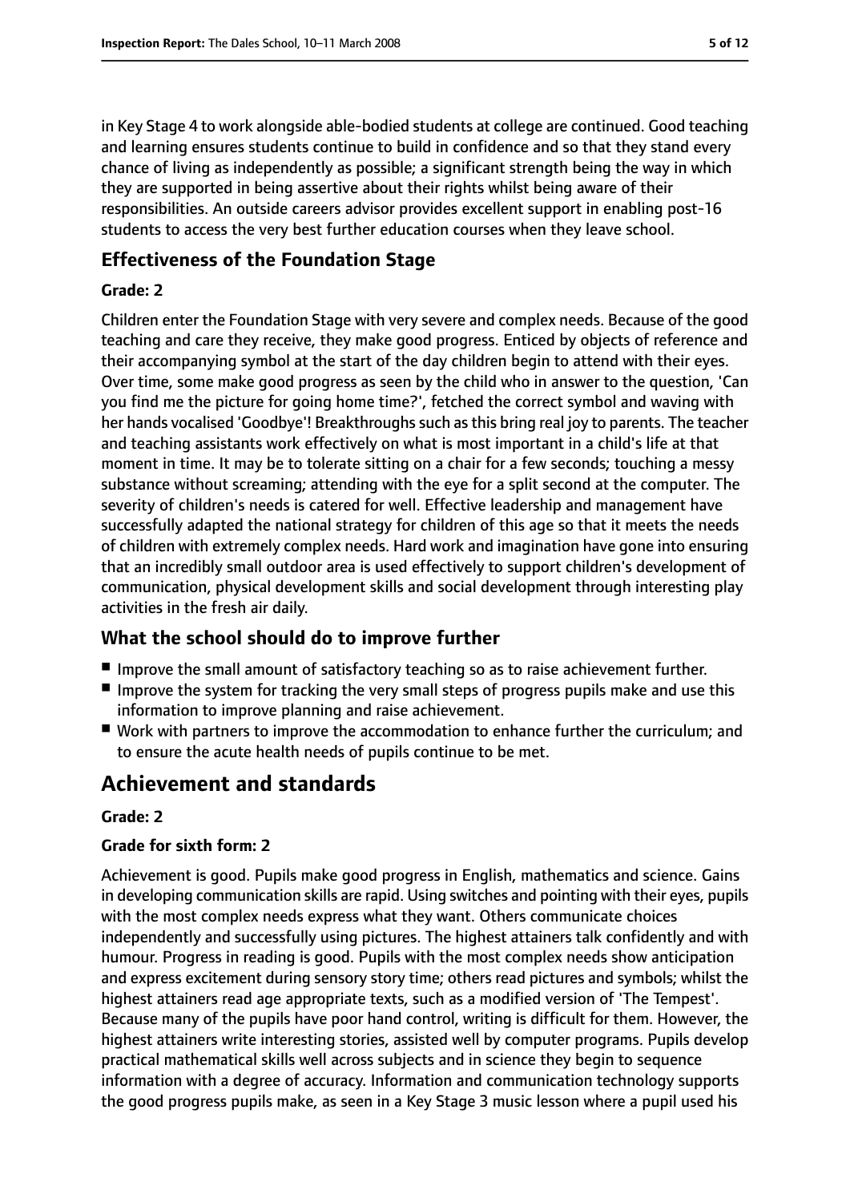in Key Stage 4 to work alongside able-bodied students at college are continued. Good teaching and learning ensures students continue to build in confidence and so that they stand every chance of living as independently as possible; a significant strength being the way in which they are supported in being assertive about their rights whilst being aware of their responsibilities. An outside careers advisor provides excellent support in enabling post-16 students to access the very best further education courses when they leave school.

### Effectiveness of the Foundation Stage

#### Grade: 2

Children enter the Foundation Stage with very severe and complex needs. Because of the good teaching and care they receive, they make good progress. Enticed by objects of reference and their accompanying symbol at the start of the day children begin to attend with their eyes. Over time, some make good progress as seen by the child who in answer to the question, 'Can you find me the picture for going home time?', fetched the correct symbol and waving with her hands vocalised 'Goodbye'! Breakthroughs such as this bring real joy to parents. The teacher and teaching assistants work effectively on what is most important in a child's life at that moment in time. It may be to tolerate sitting on a chair for a few seconds; touching a messy substance without screaming; attending with the eye for a split second at the computer. The severity of children's needs is catered for well. Effective leadership and management have successfully adapted the national strategy for children of this age so that it meets the needs of children with extremely complex needs. Hard work and imagination have gone into ensuring that an incredibly small outdoor area is used effectively to support children's development of communication, physical development skills and social development through interesting play activities in the fresh air daily.

### What the school should do to improve further

- Improve the small amount of satisfactory teaching so as to raise achievement further.
- Improve the system for tracking the very small steps of progress pupils make and use this information to improve planning and raise achievement.
- Work with partners to improve the accommodation to enhance further the curriculum; and to ensure the acute health needs of pupils continue to be met.

## Achievement and standards

#### Grade: 2

#### Grade for sixth form: 2

Achievement is good. Pupils make good progress in English, mathematics and science. Gains in developing communication skills are rapid. Using switches and pointing with their eyes, pupils with the most complex needs express what they want. Others communicate choices independently and successfully using pictures. The highest attainers talk confidently and with humour. Progress in reading is good. Pupils with the most complex needs show anticipation and express excitement during sensory story time; others read pictures and symbols; whilst the highest attainers read age appropriate texts, such as a modified version of 'The Tempest'. Because many of the pupils have poor hand control, writing is difficult for them. However, the highest attainers write interesting stories, assisted well by computer programs. Pupils develop practical mathematical skills well across subjects and in science they begin to sequence information with a degree of accuracy. Information and communication technology supports the good progress pupils make, as seen in a Key Stage 3 music lesson where a pupil used his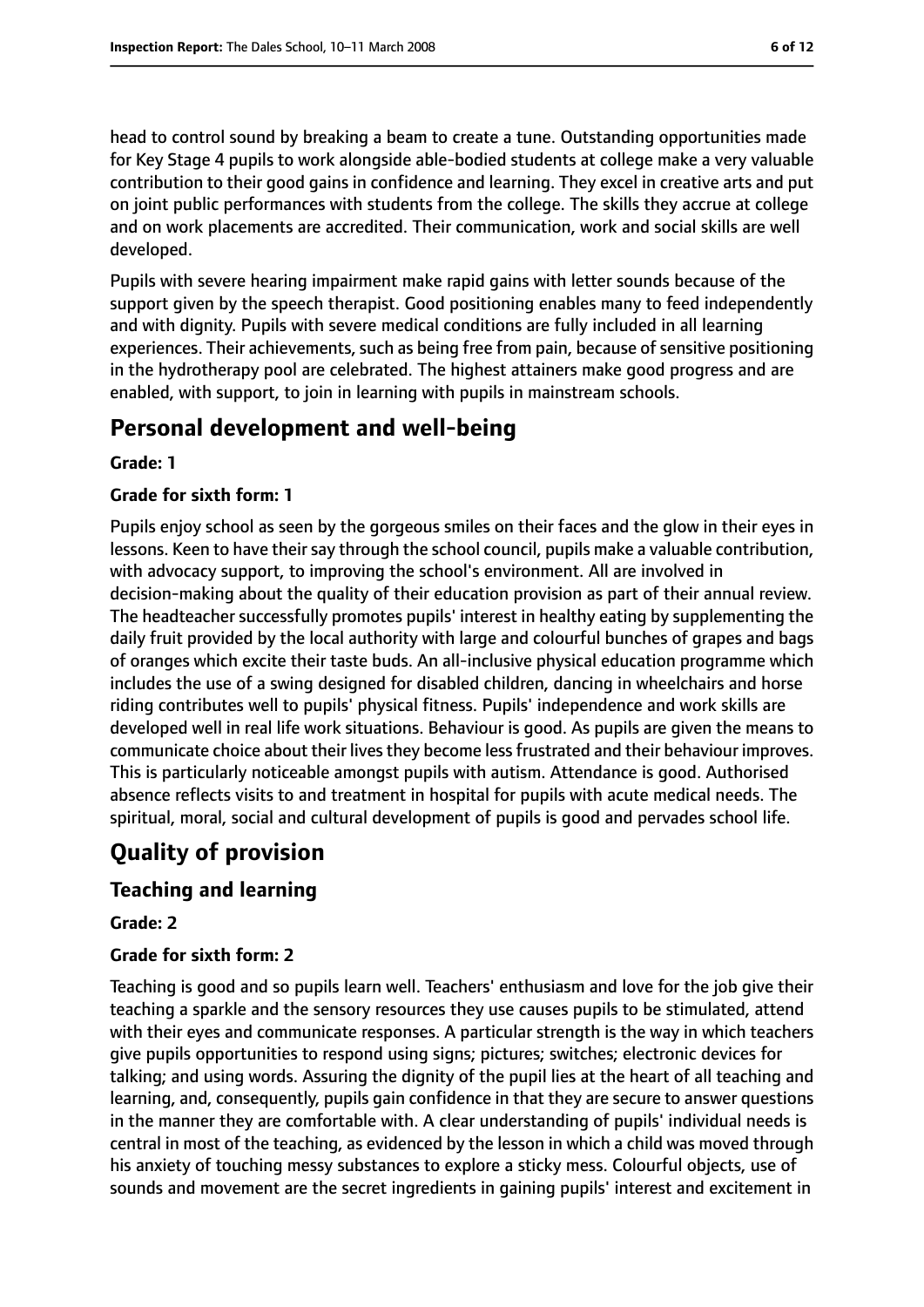head to control sound by breaking a beam to create a tune. Outstanding opportunities made for Key Stage 4 pupils to work alongside able-bodied students at college make a very valuable contribution to their good gains in confidence and learning. They excel in creative arts and put on joint public performances with students from the college. The skills they accrue at college and on work placements are accredited. Their communication, work and social skills are well developed.

Pupils with severe hearing impairment make rapid gains with letter sounds because of the support given by the speech therapist. Good positioning enables many to feed independently and with dignity. Pupils with severe medical conditions are fully included in all learning experiences. Their achievements, such as being free from pain, because of sensitive positioning in the hydrotherapy pool are celebrated. The highest attainers make good progress and are enabled, with support, to join in learning with pupils in mainstream schools.

# Personal development and well-being

**Grade: 1**

**Grade for sixth form: 1**

Pupils enjoy school as seen by the gorgeous smiles on their faces and the glow in their eyes in lessons. Keen to have their say through the school council, pupils make a valuable contribution, with advocacy support, to improving the school's environment. All are involved in decision-making about the quality of their education provision as part of their annual review. The headteacher successfully promotes pupils' interest in healthy eating by supplementing the daily fruit provided by the local authority with large and colourful bunches of grapes and bags of oranges which excite their taste buds. An all-inclusive physical education programme which includes the use of a swing designed for disabled children, dancing in wheelchairs and horse riding contributes well to pupils' physical fitness. Pupils' independence and work skills are developed well in real life work situations. Behaviour is good. As pupils are given the means to communicate choice about their lives they become less frustrated and their behaviour improves. This is particularly noticeable amongst pupils with autism. Attendance is good. Authorised absence reflects visits to and treatment in hospital for pupils with acute medical needs. The spiritual, moral, social and cultural development of pupils is good and pervades school life.

# Quality of provision

## Teaching and learning

**Grade: 2**

**Grade for sixth form: 2**

Teaching is good and so pupils learn well. Teachers' enthusiasm and love for the job give their teaching a sparkle and the sensory resources they use causes pupils to be stimulated, attend with their eyes and communicate responses. A particular strength is the way in which teachers give pupils opportunities to respond using signs; pictures; switches; electronic devices for talking; and using words. Assuring the dignity of the pupil lies at the heart of all teaching and learning, and, consequently, pupils gain confidence in that they are secure to answer questions in the manner they are comfortable with. A clear understanding of pupils' individual needs is central in most of the teaching, as evidenced by the lesson in which a child was moved through his anxiety of touching messy substances to explore a sticky mess. Colourful objects, use of sounds and movement are the secret ingredients in gaining pupils' interest and excitement in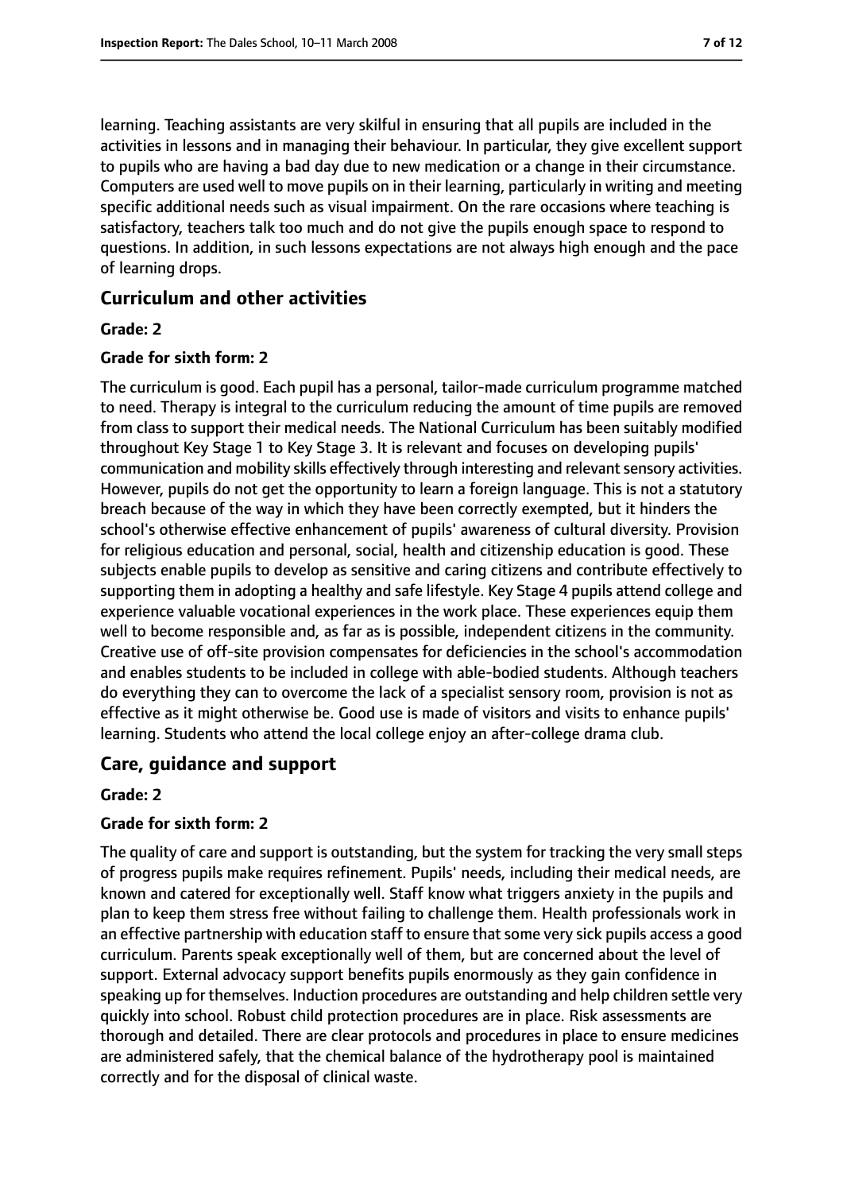learning. Teaching assistants are very skilful in ensuring that all pupils are included in the activities in lessons and in managing their behaviour. In particular, they give excellent support to pupils who are having a bad day due to new medication or a change in their circumstance. Computers are used well to move pupils on in their learning, particularly in writing and meeting specific additional needs such as visual impairment. On the rare occasions where teaching is satisfactory, teachers talk too much and do not give the pupils enough space to respond to questions. In addition, in such lessons expectations are not always high enough and the pace of learning drops.

## Curriculum and other activities

#### Grade: 2

#### Grade for sixth form: 2

The curriculum is good. Each pupil has a personal, tailor-made curriculum programme matched to need. Therapy is integral to the curriculum reducing the amount of time pupils are removed from class to support their medical needs. The National Curriculum has been suitably modified throughout Key Stage 1 to Key Stage 3. It is relevant and focuses on developing pupils' communication and mobility skills effectively through interesting and relevant sensory activities. However, pupils do not get the opportunity to learn a foreign language. This is not a statutory breach because of the way in which they have been correctly exempted, but it hinders the school's otherwise effective enhancement of pupils' awareness of cultural diversity. Provision for religious education and personal, social, health and citizenship education is good. These subjects enable pupils to develop as sensitive and caring citizens and contribute effectively to supporting them in adopting a healthy and safe lifestyle. Key Stage 4 pupils attend college and experience valuable vocational experiences in the work place. These experiences equip them well to become responsible and, as far as is possible, independent citizens in the community. Creative use of off-site provision compensates for deficiencies in the school's accommodation and enables students to be included in college with able-bodied students. Although teachers do everything they can to overcome the lack of a specialist sensory room, provision is not as effective as it might otherwise be. Good use is made of visitors and visits to enhance pupils' learning. Students who attend the local college enjoy an after-college drama club.

## Care, guidance and support

#### Grade: 2

#### Grade for sixth form: 2

The quality of care and support is outstanding, but the system for tracking the very small steps of progress pupils make requires refinement. Pupils' needs, including their medical needs, are known and catered for exceptionally well. Staff know what triggers anxiety in the pupils and plan to keep them stress free without failing to challenge them. Health professionals work in an effective partnership with education staff to ensure that some very sick pupils access a good curriculum. Parents speak exceptionally well of them, but are concerned about the level of support. External advocacy support benefits pupils enormously as they gain confidence in speaking up for themselves. Induction procedures are outstanding and help children settle very quickly into school. Robust child protection procedures are in place. Risk assessments are thorough and detailed. There are clear protocols and procedures in place to ensure medicines are administered safely, that the chemical balance of the hydrotherapy pool is maintained correctly and for the disposal of clinical waste.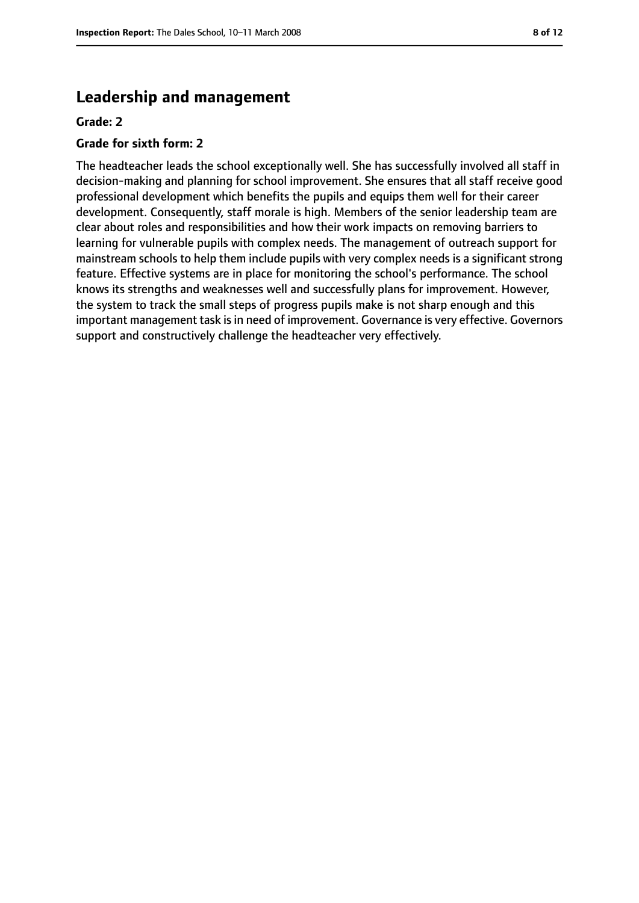## Leadership and management

**Grade: 2**

**Grade for sixth form: 2**

The headteacher leads the school exceptionally well. She has successfully involved all staff in decision-making and planning for school improvement. She ensures that all staff receive good professional development which benefits the pupils and equips them well for their career development. Consequently, staff morale is high. Members of the senior leadership team are clear about roles and responsibilities and how their work impacts on removing barriers to learning for vulnerable pupils with complex needs. The management of outreach support for mainstream schools to help them include pupils with very complex needs is a significant strong feature. Effective systems are in place for monitoring the school's performance. The school knows its strengths and weaknesses well and successfully plans for improvement. However, the system to track the small steps of progress pupils make is not sharp enough and this important management task is in need of improvement. Governance is very effective. Governors support and constructively challenge the headteacher very effectively.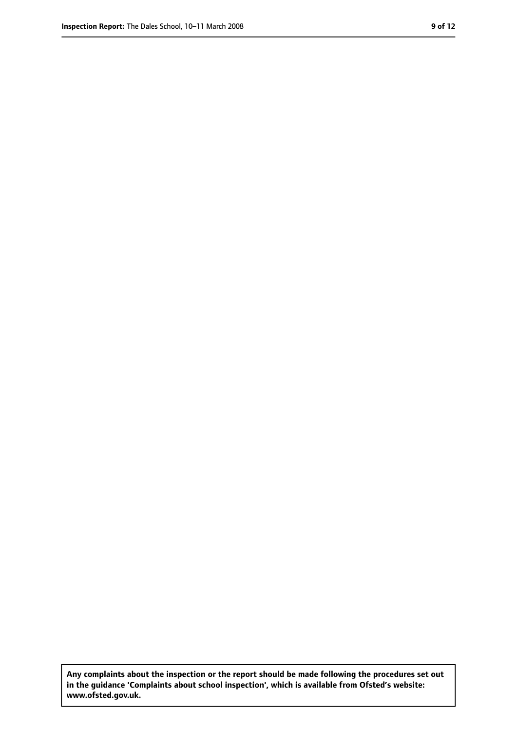**Any complaints about the inspection or the report should be made following the procedures set out in the guidance 'Complaints about school inspection', which is available from Ofsted's website: www.ofsted.gov.uk.**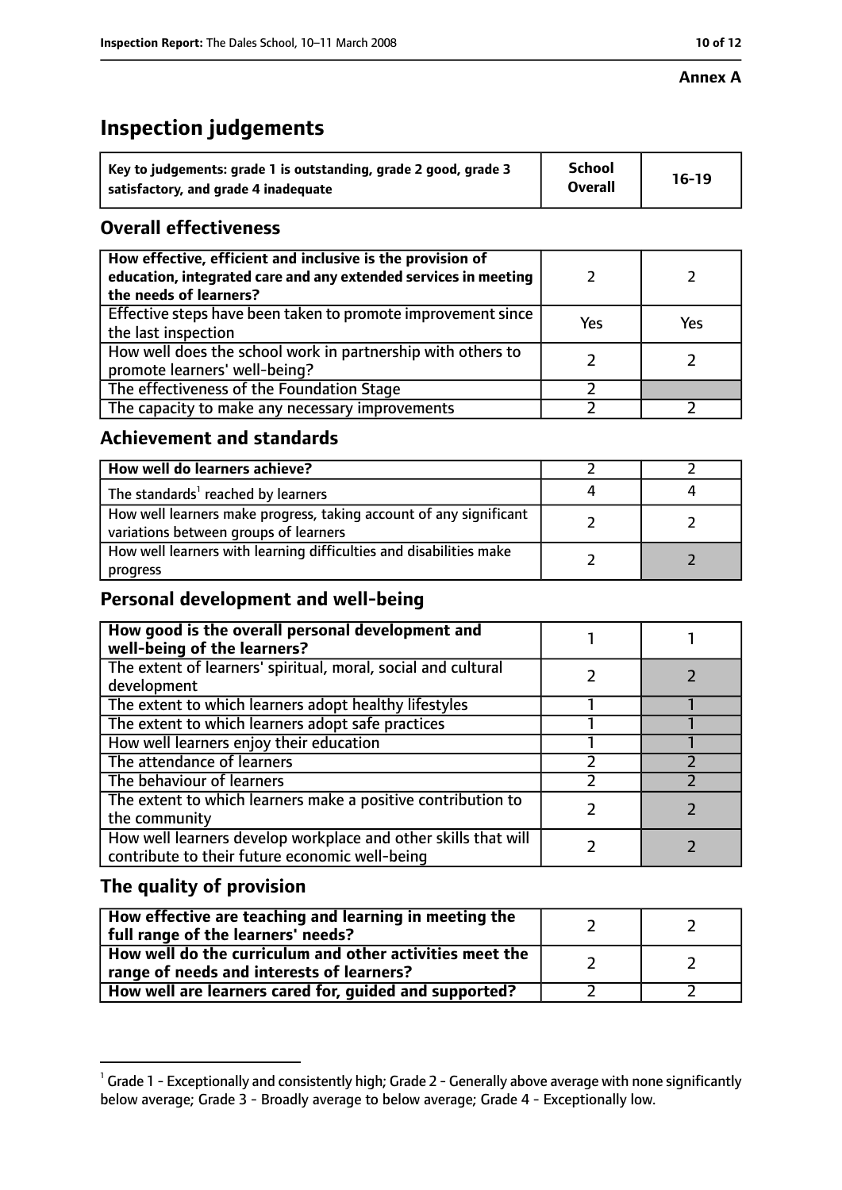**Annex A**

# Inspection judgements

| Key to judgements: grade 1 is outstanding, grade 2 good, grade 3 satisfactory, and grade 4 inadequate | School Overall | 16-19 |
|---|---|---|

## Overall effectiveness

| | | |
|---|---|---|
| How effective, efficient and inclusive is the provision of education, integrated care and any extended services in meeting the needs of learners? | 2 | 2 |
| Effective steps have been taken to promote improvement since the last inspection | Yes | Yes |
| How well does the school work in partnership with others to promote learners' well-being? | 2 | 2 |
| The effectiveness of the Foundation Stage | 2 | |
| The capacity to make any necessary improvements | 2 | 2 |

## Achievement and standards

| | | |
|---|---|---|
| How well do learners achieve? | 2 | 2 |
| The standards[1] reached by learners | 4 | 4 |
| How well learners make progress, taking account of any significant variations between groups of learners | 2 | 2 |
| How well learners with learning difficulties and disabilities make progress | 2 | 2 |

## Personal development and well-being

| | | |
|---|---|---|
| How good is the overall personal development and well-being of the learners? | 1 | 1 |
| The extent of learners' spiritual, moral, social and cultural development | 2 | 2 |
| The extent to which learners adopt healthy lifestyles | 1 | 1 |
| The extent to which learners adopt safe practices | 1 | 1 |
| How well learners enjoy their education | 1 | 1 |
| The attendance of learners | 2 | 2 |
| The behaviour of learners | 2 | 2 |
| The extent to which learners make a positive contribution to the community | 2 | 2 |
| How well learners develop workplace and other skills that will contribute to their future economic well-being | 2 | 2 |

## The quality of provision

| | | |
|---|---|---|
| How effective are teaching and learning in meeting the full range of the learners' needs? | 2 | 2 |
| How well do the curriculum and other activities meet the range of needs and interests of learners? | 2 | 2 |
| How well are learners cared for, guided and supported? | 2 | 2 |

[1] Grade 1 - Exceptionally and consistently high; Grade 2 - Generally above average with none significantly below average; Grade 3 - Broadly average to below average; Grade 4 - Exceptionally low.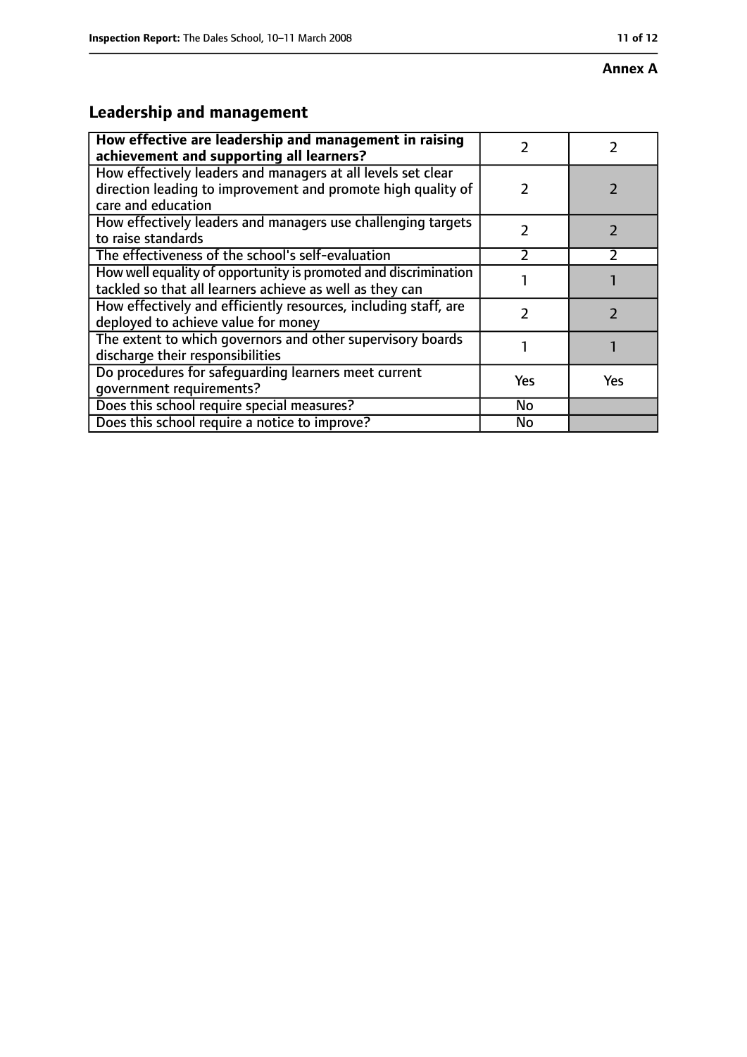**Annex A**

## Leadership and management

| **How effective are leadership and management in raising achievement and supporting all learners?** | 2 | 2 |
|---|---|---|
| How effectively leaders and managers at all levels set clear direction leading to improvement and promote high quality of care and education | 2 | 2 |
| How effectively leaders and managers use challenging targets to raise standards | 2 | 2 |
| The effectiveness of the school's self-evaluation | 2 | 2 |
| How well equality of opportunity is promoted and discrimination tackled so that all learners achieve as well as they can | 1 | 1 |
| How effectively and efficiently resources, including staff, are deployed to achieve value for money | 2 | 2 |
| The extent to which governors and other supervisory boards discharge their responsibilities | 1 | 1 |
| Do procedures for safeguarding learners meet current government requirements? | Yes | Yes |
| Does this school require special measures? | No | |
| Does this school require a notice to improve? | No | |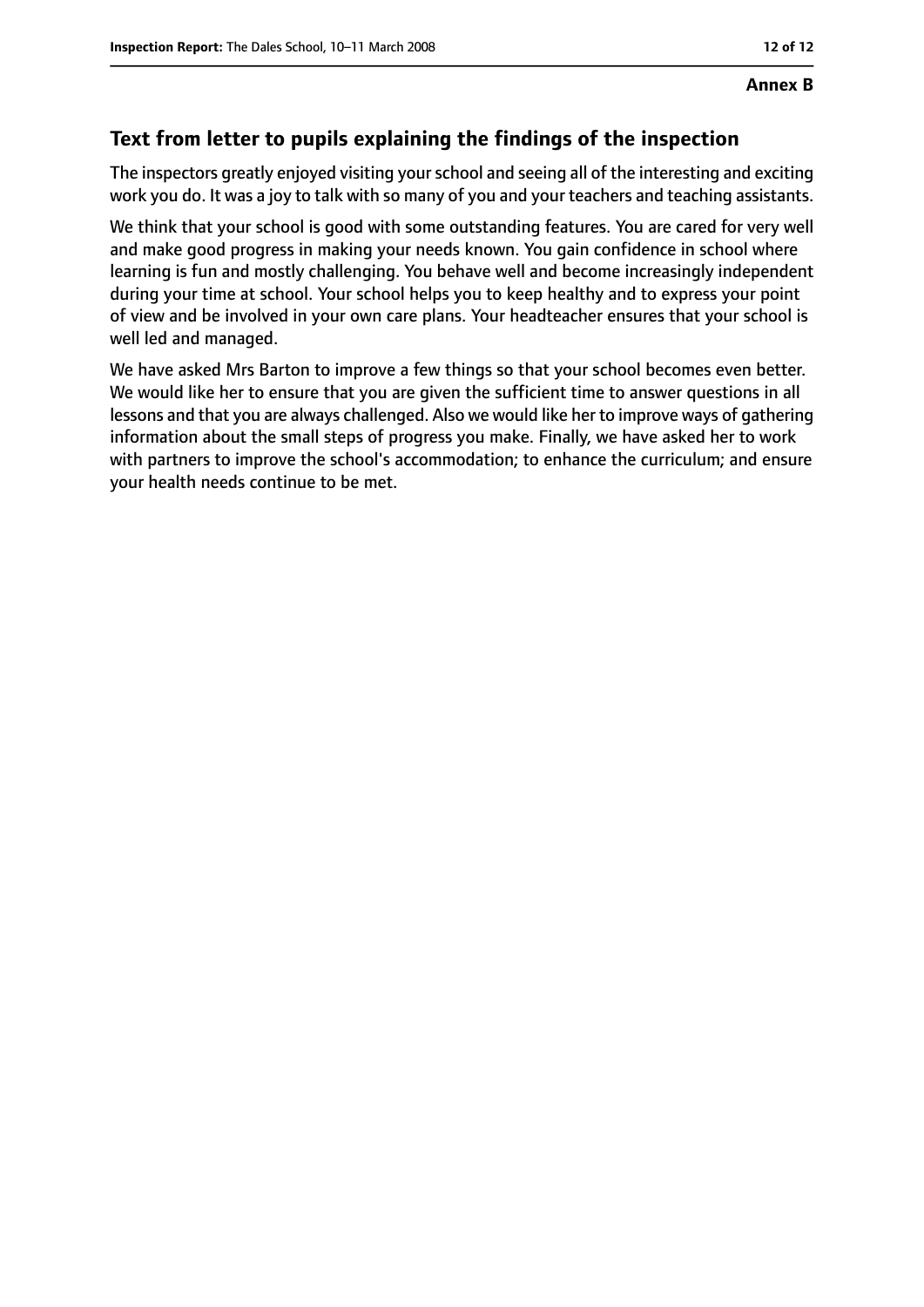**Annex B**

## Text from letter to pupils explaining the findings of the inspection

The inspectors greatly enjoyed visiting your school and seeing all of the interesting and exciting work you do. It was a joy to talk with so many of you and your teachers and teaching assistants.

We think that your school is good with some outstanding features. You are cared for very well and make good progress in making your needs known. You gain confidence in school where learning is fun and mostly challenging. You behave well and become increasingly independent during your time at school. Your school helps you to keep healthy and to express your point of view and be involved in your own care plans. Your headteacher ensures that your school is well led and managed.

We have asked Mrs Barton to improve a few things so that your school becomes even better. We would like her to ensure that you are given the sufficient time to answer questions in all lessons and that you are always challenged. Also we would like her to improve ways of gathering information about the small steps of progress you make. Finally, we have asked her to work with partners to improve the school's accommodation; to enhance the curriculum; and ensure your health needs continue to be met.